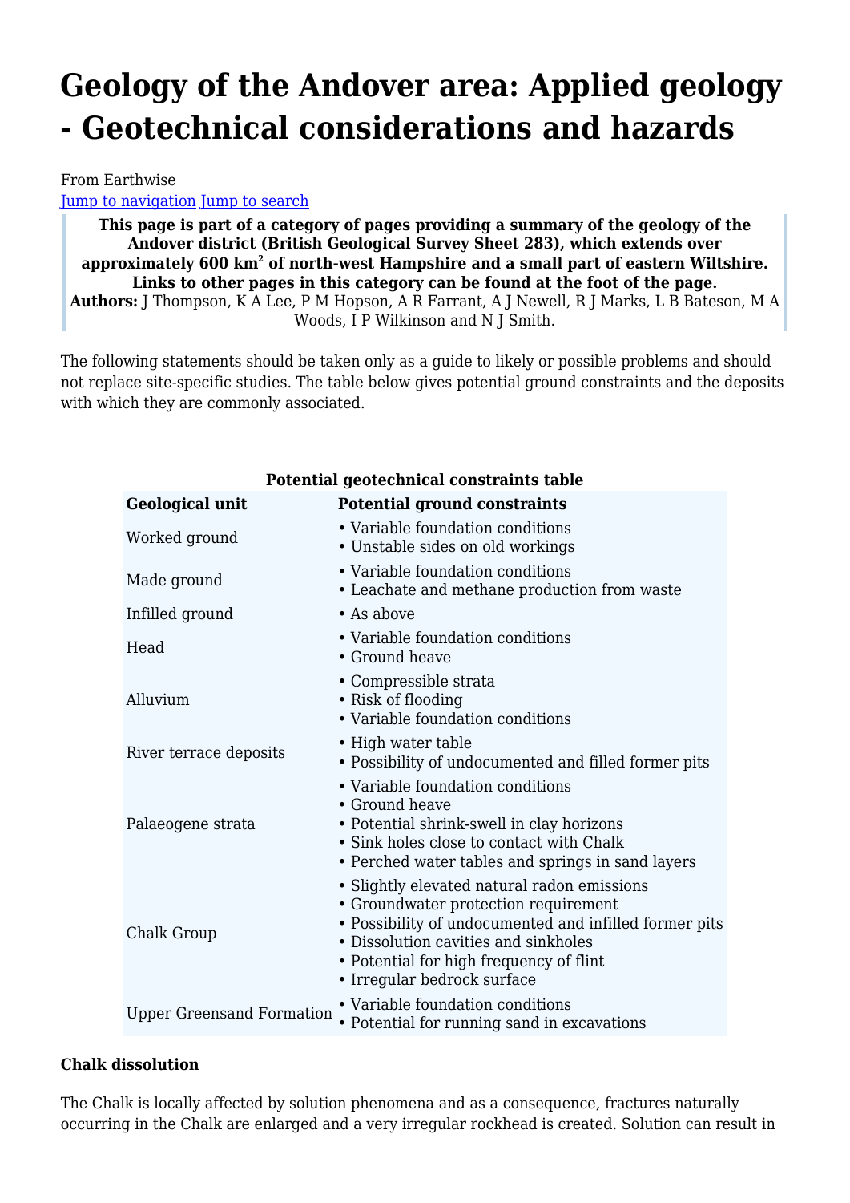# Geology of the Andover area: Applied geology - Geotechnical considerations and hazards

From Earthwise

Jump to navigation Jump to search

> **This page is part of a category of pages providing a summary of the geology of the Andover district (British Geological Survey Sheet 283), which extends over approximately 600 km² of north-west Hampshire and a small part of eastern Wiltshire. Links to other pages in this category can be found at the foot of the page.**
> **Authors:** J Thompson, K A Lee, P M Hopson, A R Farrant, A J Newell, R J Marks, L B Bateson, M A Woods, I P Wilkinson and N J Smith.

The following statements should be taken only as a guide to likely or possible problems and should not replace site-specific studies. The table below gives potential ground constraints and the deposits with which they are commonly associated.

**Potential geotechnical constraints table**

| Geological unit | Potential ground constraints |
|---|---|
| Worked ground | • Variable foundation conditions<br>• Unstable sides on old workings |
| Made ground | • Variable foundation conditions<br>• Leachate and methane production from waste |
| Infilled ground | • As above |
| Head | • Variable foundation conditions<br>• Ground heave |
| Alluvium | • Compressible strata<br>• Risk of flooding<br>• Variable foundation conditions |
| River terrace deposits | • High water table<br>• Possibility of undocumented and filled former pits |
| Palaeogene strata | • Variable foundation conditions<br>• Ground heave<br>• Potential shrink-swell in clay horizons<br>• Sink holes close to contact with Chalk<br>• Perched water tables and springs in sand layers |
| Chalk Group | • Slightly elevated natural radon emissions<br>• Groundwater protection requirement<br>• Possibility of undocumented and infilled former pits<br>• Dissolution cavities and sinkholes<br>• Potential for high frequency of flint<br>• Irregular bedrock surface |
| Upper Greensand Formation | • Variable foundation conditions<br>• Potential for running sand in excavations |

### Chalk dissolution

The Chalk is locally affected by solution phenomena and as a consequence, fractures naturally occurring in the Chalk are enlarged and a very irregular rockhead is created. Solution can result in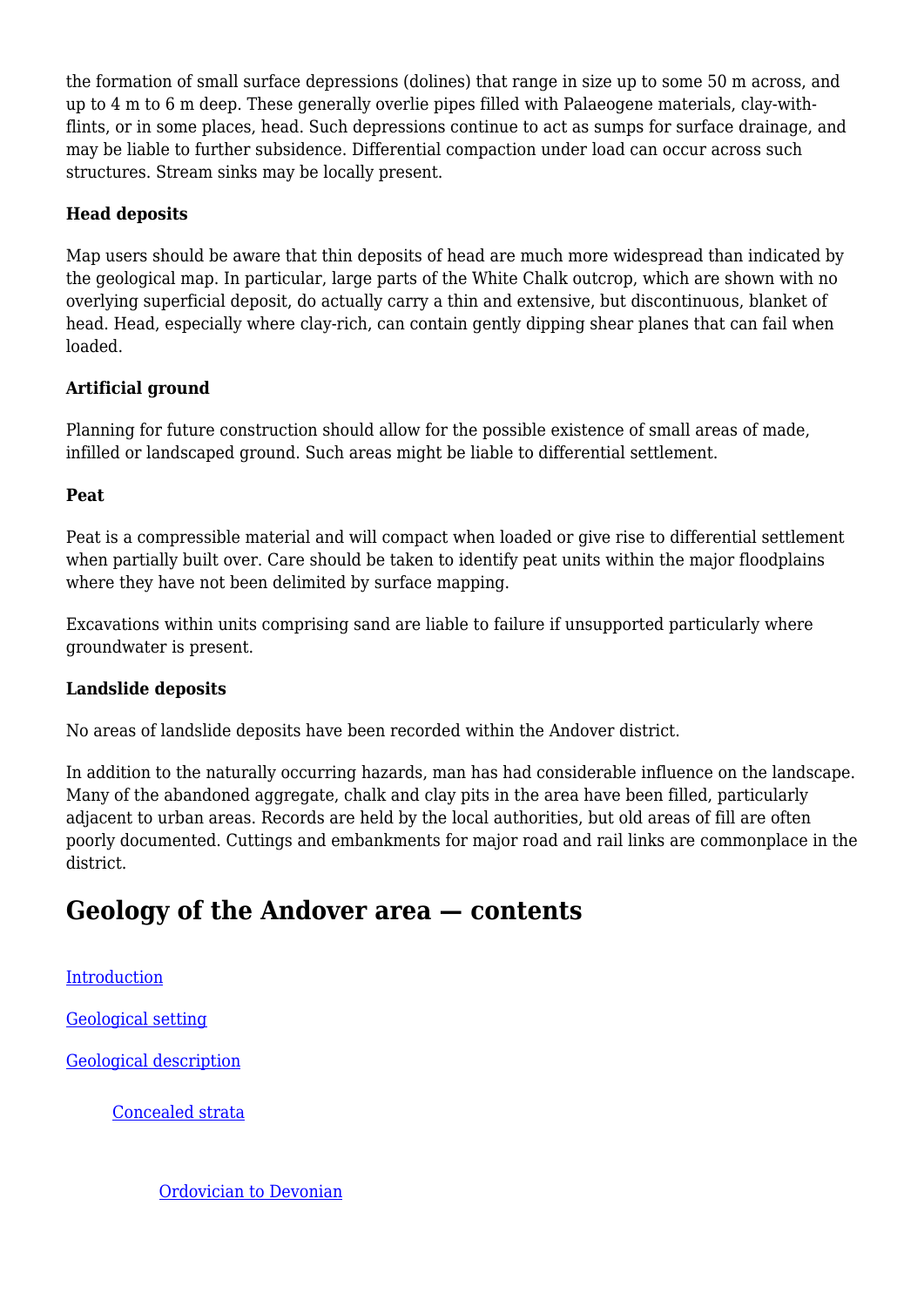the formation of small surface depressions (dolines) that range in size up to some 50 m across, and up to 4 m to 6 m deep. These generally overlie pipes filled with Palaeogene materials, clay-with-flints, or in some places, head. Such depressions continue to act as sumps for surface drainage, and may be liable to further subsidence. Differential compaction under load can occur across such structures. Stream sinks may be locally present.

**Head deposits**

Map users should be aware that thin deposits of head are much more widespread than indicated by the geological map. In particular, large parts of the White Chalk outcrop, which are shown with no overlying superficial deposit, do actually carry a thin and extensive, but discontinuous, blanket of head. Head, especially where clay-rich, can contain gently dipping shear planes that can fail when loaded.

**Artificial ground**

Planning for future construction should allow for the possible existence of small areas of made, infilled or landscaped ground. Such areas might be liable to differential settlement.

**Peat**

Peat is a compressible material and will compact when loaded or give rise to differential settlement when partially built over. Care should be taken to identify peat units within the major floodplains where they have not been delimited by surface mapping.

Excavations within units comprising sand are liable to failure if unsupported particularly where groundwater is present.

**Landslide deposits**

No areas of landslide deposits have been recorded within the Andover district.

In addition to the naturally occurring hazards, man has had considerable influence on the landscape. Many of the abandoned aggregate, chalk and clay pits in the area have been filled, particularly adjacent to urban areas. Records are held by the local authorities, but old areas of fill are often poorly documented. Cuttings and embankments for major road and rail links are commonplace in the district.

## Geology of the Andover area — contents

Introduction

Geological setting

Geological description

- Concealed strata
    - Ordovician to Devonian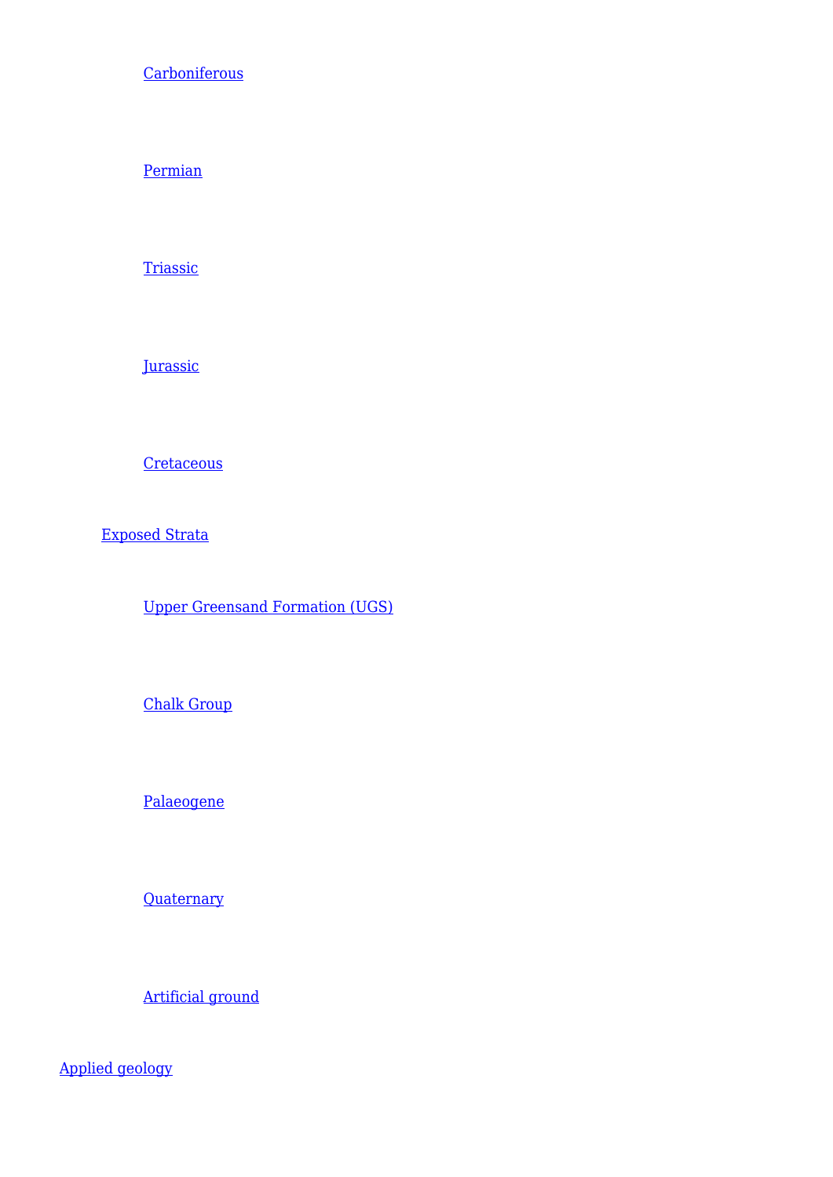- [Carboniferous]()
        - [Permian]()
        - [Triassic]()
        - [Jurassic]()
        - [Cretaceous]()
    - [Exposed Strata]()
        - [Upper Greensand Formation (UGS)]()
        - [Chalk Group]()
        - [Palaeogene]()
        - [Quaternary]()
        - [Artificial ground]()
- [Applied geology]()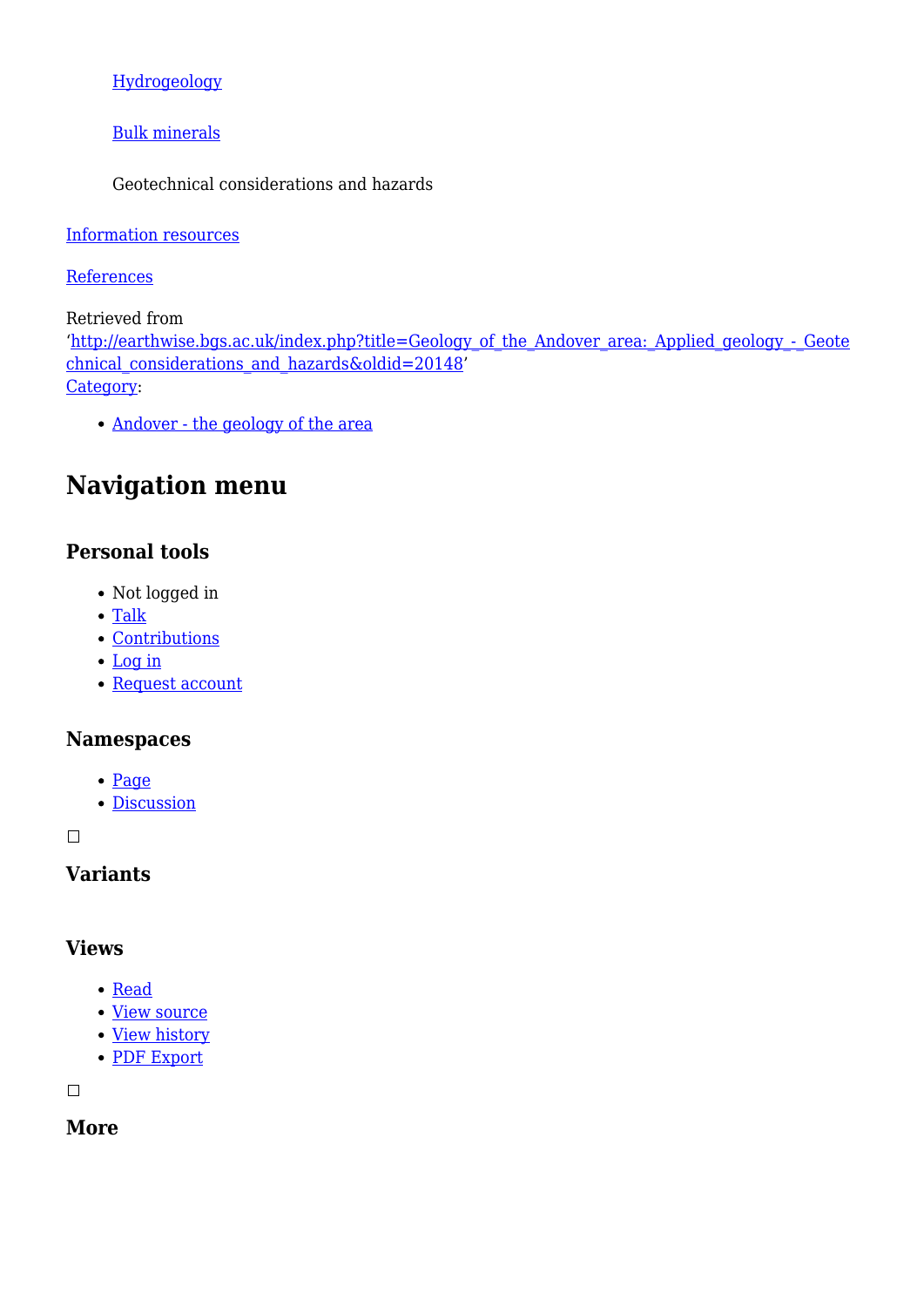Hydrogeology

Bulk minerals

Geotechnical considerations and hazards

Information resources

References

Retrieved from 'http://earthwise.bgs.ac.uk/index.php?title=Geology_of_the_Andover_area:_Applied_geology_-_Geotechnical_considerations_and_hazards&oldid=20148'
Category:

- Andover - the geology of the area

## Navigation menu

### Personal tools

- Not logged in
- Talk
- Contributions
- Log in
- Request account

### Namespaces

- Page
- Discussion

### Variants

### Views

- Read
- View source
- View history
- PDF Export

### More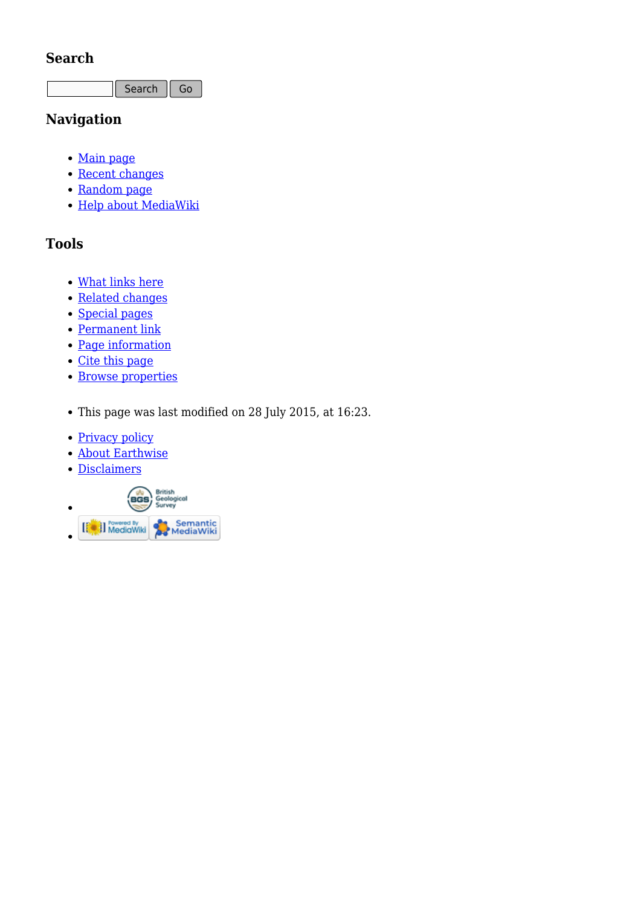### Search

Search Go

### Navigation

- Main page
- Recent changes
- Random page
- Help about MediaWiki

### Tools

- What links here
- Related changes
- Special pages
- Permanent link
- Page information
- Cite this page
- Browse properties

- This page was last modified on 28 July 2015, at 16:23.

- Privacy policy
- About Earthwise
- Disclaimers